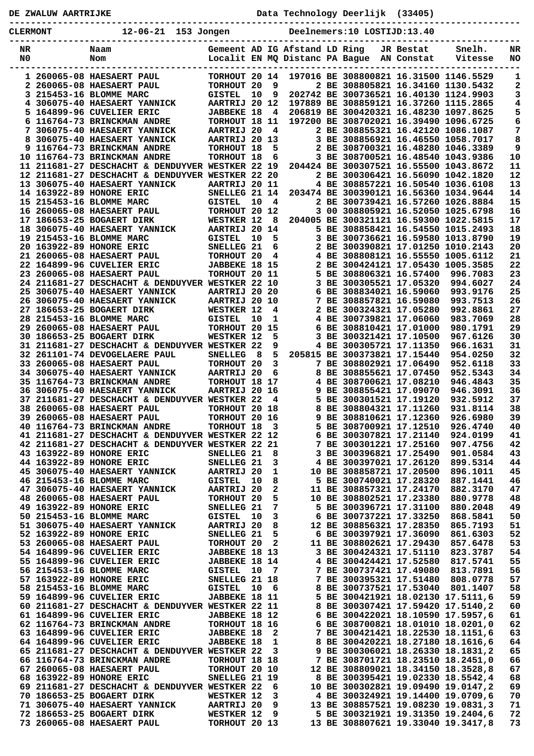DE ZWALUW AARTRIJKE                                    Data Technology Deerlijk  (33405)

CLERMONT            12-06-21  153 Jongen           Deelnemers:10 LOSTIJD:13.40

| NR<br>NO | Naam<br>Nom | Gemeent<br>Localit | AD<br>EN | IG<br>MQ | Afstand<br>Distanc | LD<br>PA | Ring<br>Bague | JR<br>AN | Bestat<br>Constat | Snelh.<br>Vitesse | NR<br>NO |
|---|---|---|---|---|---|---|---|---|---|---|---|
| 1 | 260065-08 HAESAERT PAUL | TORHOUT | 20 | 14 | 197016 | BE | 3088008 | 21 | 16.31500 | 1146.5529 | 1 |
| 2 | 260065-08 HAESAERT PAUL | TORHOUT | 20 | 9 | 2 | BE | 3088058 | 21 | 16.34160 | 1130.5432 | 2 |
| 3 | 215453-16 BLOMME MARC | GISTEL | 10 | 9 | 202742 | BE | 3007365 | 21 | 16.40160 | 1124.9903 | 3 |
| 4 | 306075-40 HAESAERT YANNICK | AARTRIJ | 20 | 12 | 197889 | BE | 3088591 | 21 | 16.37260 | 1115.2865 | 4 |
| 5 | 164899-96 CUVELIER ERIC | JABBEKE | 18 | 4 | 206819 | BE | 3004203 | 21 | 16.48230 | 1097.8625 | 5 |
| 6 | 116764-73 BRINCKMAN ANDRE | TORHOUT | 18 | 11 | 197200 | BE | 3087020 | 21 | 16.39490 | 1096.6725 | 6 |
| 7 | 306075-40 HAESAERT YANNICK | AARTRIJ | 20 | 4 | 2 | BE | 3088553 | 21 | 16.42120 | 1086.1087 | 7 |
| 8 | 306075-40 HAESAERT YANNICK | AARTRIJ | 20 | 13 | 3 | BE | 3088569 | 21 | 16.46550 | 1058.7017 | 8 |
| 9 | 116764-73 BRINCKMAN ANDRE | TORHOUT | 18 | 5 | 2 | BE | 3087003 | 21 | 16.48280 | 1046.3389 | 9 |
| 10 | 116764-73 BRINCKMAN ANDRE | TORHOUT | 18 | 6 | 3 | BE | 3087005 | 21 | 16.48540 | 1043.9386 | 10 |
| 11 | 211681-27 DESCHACHT & DENDUYVER | WESTKER | 22 | 19 | 204424 | BE | 3003075 | 21 | 16.55500 | 1043.8672 | 11 |
| 12 | 211681-27 DESCHACHT & DENDUYVER | WESTKER | 22 | 20 | 2 | BE | 3003064 | 21 | 16.56090 | 1042.1820 | 12 |
| 13 | 306075-40 HAESAERT YANNICK | AARTRIJ | 20 | 11 | 4 | BE | 3088572 | 21 | 16.50540 | 1036.6108 | 13 |
| 14 | 163922-89 HONORE ERIC | SNELLEG | 21 | 14 | 203474 | BE | 3003901 | 21 | 16.56360 | 1034.9644 | 14 |
| 15 | 215453-16 BLOMME MARC | GISTEL | 10 | 4 | 2 | BE | 3007394 | 21 | 16.57260 | 1026.8884 | 15 |
| 16 | 260065-08 HAESAERT PAUL | TORHOUT | 20 | 12 | 3 | 00 | 3088059 | 21 | 16.52050 | 1025.6798 | 16 |
| 17 | 186653-25 BOGAERT DIRK | WESTKER | 12 | 8 | 204005 | BE | 3003211 | 21 | 16.59300 | 1022.5815 | 17 |
| 18 | 306075-40 HAESAERT YANNICK | AARTRIJ | 20 | 14 | 5 | BE | 3088584 | 21 | 16.54550 | 1015.2493 | 18 |
| 19 | 215453-16 BLOMME MARC | GISTEL | 10 | 5 | 3 | BE | 3007366 | 21 | 16.59580 | 1013.8790 | 19 |
| 20 | 163922-89 HONORE ERIC | SNELLEG | 21 | 6 | 2 | BE | 3003908 | 21 | 17.01250 | 1010.2143 | 20 |
| 21 | 260065-08 HAESAERT PAUL | TORHOUT | 20 | 4 | 4 | BE | 3088081 | 21 | 16.55550 | 1005.6112 | 21 |
| 22 | 164899-96 CUVELIER ERIC | JABBEKE | 18 | 15 | 2 | BE | 3004241 | 21 | 17.05430 | 1005.3585 | 22 |
| 23 | 260065-08 HAESAERT PAUL | TORHOUT | 20 | 11 | 5 | BE | 3088063 | 21 | 16.57400 | 996.7083 | 23 |
| 24 | 211681-27 DESCHACHT & DENDUYVER | WESTKER | 22 | 10 | 3 | BE | 3003055 | 21 | 17.05320 | 994.6027 | 24 |
| 25 | 306075-40 HAESAERT YANNICK | AARTRIJ | 20 | 20 | 6 | BE | 3088340 | 21 | 16.59060 | 993.9176 | 25 |
| 26 | 306075-40 HAESAERT YANNICK | AARTRIJ | 20 | 10 | 7 | BE | 3088578 | 21 | 16.59080 | 993.7513 | 26 |
| 27 | 186653-25 BOGAERT DIRK | WESTKER | 12 | 4 | 2 | BE | 3003243 | 21 | 17.05280 | 992.8861 | 27 |
| 28 | 215453-16 BLOMME MARC | GISTEL | 10 | 1 | 4 | BE | 3007398 | 21 | 17.06060 | 983.7069 | 28 |
| 29 | 260065-08 HAESAERT PAUL | TORHOUT | 20 | 15 | 6 | BE | 3088104 | 21 | 17.01000 | 980.1791 | 29 |
| 30 | 186653-25 BOGAERT DIRK | WESTKER | 12 | 5 | 3 | BE | 3003218 | 21 | 17.10500 | 967.6126 | 30 |
| 31 | 211681-27 DESCHACHT & DENDUYVER | WESTKER | 22 | 9 | 4 | BE | 3003057 | 21 | 17.11350 | 966.1631 | 31 |
| 32 | 261101-74 DEVOGELAERE PAUL | SNELLEG | 8 | 5 | 205815 | BE | 3003738 | 21 | 17.15440 | 954.0250 | 32 |
| 33 | 260065-08 HAESAERT PAUL | TORHOUT | 20 | 3 | 7 | BE | 3088029 | 21 | 17.06490 | 952.6118 | 33 |
| 34 | 306075-40 HAESAERT YANNICK | AARTRIJ | 20 | 6 | 8 | BE | 3088556 | 21 | 17.07450 | 952.5343 | 34 |
| 35 | 116764-73 BRINCKMAN ANDRE | TORHOUT | 18 | 17 | 4 | BE | 3087006 | 21 | 17.08210 | 946.4843 | 35 |
| 36 | 306075-40 HAESAERT YANNICK | AARTRIJ | 20 | 16 | 9 | BE | 3088554 | 21 | 17.09070 | 946.3091 | 36 |
| 37 | 211681-27 DESCHACHT & DENDUYVER | WESTKER | 22 | 4 | 5 | BE | 3003015 | 21 | 17.19120 | 932.5912 | 37 |
| 38 | 260065-08 HAESAERT PAUL | TORHOUT | 20 | 18 | 8 | BE | 3088043 | 21 | 17.11260 | 931.8114 | 38 |
| 39 | 260065-08 HAESAERT PAUL | TORHOUT | 20 | 16 | 9 | BE | 3088106 | 21 | 17.12360 | 926.6980 | 39 |
| 40 | 116764-73 BRINCKMAN ANDRE | TORHOUT | 18 | 3 | 5 | BE | 3087009 | 21 | 17.12510 | 926.4740 | 40 |
| 41 | 211681-27 DESCHACHT & DENDUYVER | WESTKER | 22 | 12 | 6 | BE | 3003078 | 21 | 17.21140 | 924.0199 | 41 |
| 42 | 211681-27 DESCHACHT & DENDUYVER | WESTKER | 22 | 21 | 7 | BE | 3003012 | 21 | 17.25160 | 907.4756 | 42 |
| 43 | 163922-89 HONORE ERIC | SNELLEG | 21 | 8 | 3 | BE | 3003968 | 21 | 17.25490 | 901.0584 | 43 |
| 44 | 163922-89 HONORE ERIC | SNELLEG | 21 | 3 | 4 | BE | 3003970 | 21 | 17.26120 | 899.5314 | 44 |
| 45 | 306075-40 HAESAERT YANNICK | AARTRIJ | 20 | 1 | 10 | BE | 3088587 | 21 | 17.20500 | 896.1011 | 45 |
| 46 | 215453-16 BLOMME MARC | GISTEL | 10 | 8 | 5 | BE | 3007400 | 21 | 17.28320 | 887.1441 | 46 |
| 47 | 306075-40 HAESAERT YANNICK | AARTRIJ | 20 | 2 | 11 | BE | 3088573 | 21 | 17.24170 | 882.3170 | 47 |
| 48 | 260065-08 HAESAERT PAUL | TORHOUT | 20 | 5 | 10 | BE | 3088025 | 21 | 17.23380 | 880.9778 | 48 |
| 49 | 163922-89 HONORE ERIC | SNELLEG | 21 | 7 | 5 | BE | 3003967 | 21 | 17.31100 | 880.2048 | 49 |
| 50 | 215453-16 BLOMME MARC | GISTEL | 10 | 3 | 6 | BE | 3007372 | 21 | 17.33250 | 868.5841 | 50 |
| 51 | 306075-40 HAESAERT YANNICK | AARTRIJ | 20 | 8 | 12 | BE | 3088563 | 21 | 17.28350 | 865.7193 | 51 |
| 52 | 163922-89 HONORE ERIC | SNELLEG | 21 | 5 | 6 | BE | 3003979 | 21 | 17.36090 | 861.6303 | 52 |
| 53 | 260065-08 HAESAERT PAUL | TORHOUT | 20 | 2 | 11 | BE | 3088026 | 21 | 17.29430 | 857.6478 | 53 |
| 54 | 164899-96 CUVELIER ERIC | JABBEKE | 18 | 13 | 3 | BE | 3004243 | 21 | 17.51110 | 823.3787 | 54 |
| 55 | 164899-96 CUVELIER ERIC | JABBEKE | 18 | 14 | 4 | BE | 3004244 | 21 | 17.52580 | 817.5741 | 55 |
| 56 | 215453-16 BLOMME MARC | GISTEL | 10 | 7 | 7 | BE | 3007374 | 21 | 17.49080 | 813.7891 | 56 |
| 57 | 163922-89 HONORE ERIC | SNELLEG | 21 | 18 | 7 | BE | 3003953 | 21 | 17.51480 | 808.0778 | 57 |
| 58 | 215453-16 BLOMME MARC | GISTEL | 10 | 6 | 8 | BE | 3007375 | 21 | 17.53040 | 801.1407 | 58 |
| 59 | 164899-96 CUVELIER ERIC | JABBEKE | 18 | 11 | 5 | BE | 3004219 | 21 | 18.02130 | 17.5111,6 | 59 |
| 60 | 211681-27 DESCHACHT & DENDUYVER | WESTKER | 22 | 11 | 8 | BE | 3003074 | 21 | 17.59420 | 17.5140,2 | 60 |
| 61 | 164899-96 CUVELIER ERIC | JABBEKE | 18 | 12 | 6 | BE | 3004220 | 21 | 18.10590 | 17.5957,6 | 61 |
| 62 | 116764-73 BRINCKMAN ANDRE | TORHOUT | 18 | 16 | 6 | BE | 3087008 | 21 | 18.01010 | 18.0201,0 | 62 |
| 63 | 164899-96 CUVELIER ERIC | JABBEKE | 18 | 2 | 7 | BE | 3004214 | 21 | 18.22530 | 18.1151,6 | 63 |
| 64 | 164899-96 CUVELIER ERIC | JABBEKE | 18 | 1 | 8 | BE | 3004202 | 21 | 18.27180 | 18.1616,6 | 64 |
| 65 | 211681-27 DESCHACHT & DENDUYVER | WESTKER | 22 | 3 | 9 | BE | 3003060 | 21 | 18.26330 | 18.1831,2 | 65 |
| 66 | 116764-73 BRINCKMAN ANDRE | TORHOUT | 18 | 18 | 7 | BE | 3087017 | 21 | 18.23510 | 18.2451,0 | 66 |
| 67 | 260065-08 HAESAERT PAUL | TORHOUT | 20 | 10 | 12 | BE | 3088090 | 21 | 18.34150 | 18.3528,8 | 67 |
| 68 | 163922-89 HONORE ERIC | SNELLEG | 21 | 19 | 8 | BE | 3003954 | 21 | 19.02330 | 18.5542,4 | 68 |
| 69 | 211681-27 DESCHACHT & DENDUYVER | WESTKER | 22 | 6 | 10 | BE | 3003028 | 21 | 19.09490 | 19.0147,2 | 69 |
| 70 | 186653-25 BOGAERT DIRK | WESTKER | 12 | 3 | 4 | BE | 3003249 | 21 | 19.14400 | 19.0709,6 | 70 |
| 71 | 306075-40 HAESAERT YANNICK | AARTRIJ | 20 | 9 | 13 | BE | 3088575 | 21 | 19.08230 | 19.0831,3 | 71 |
| 72 | 186653-25 BOGAERT DIRK | WESTKER | 12 | 9 | 5 | BE | 3003219 | 21 | 19.31350 | 19.2404,6 | 72 |
| 73 | 260065-08 HAESAERT PAUL | TORHOUT | 20 | 13 | 13 | BE | 3088076 | 21 | 19.33040 | 19.3417,8 | 73 |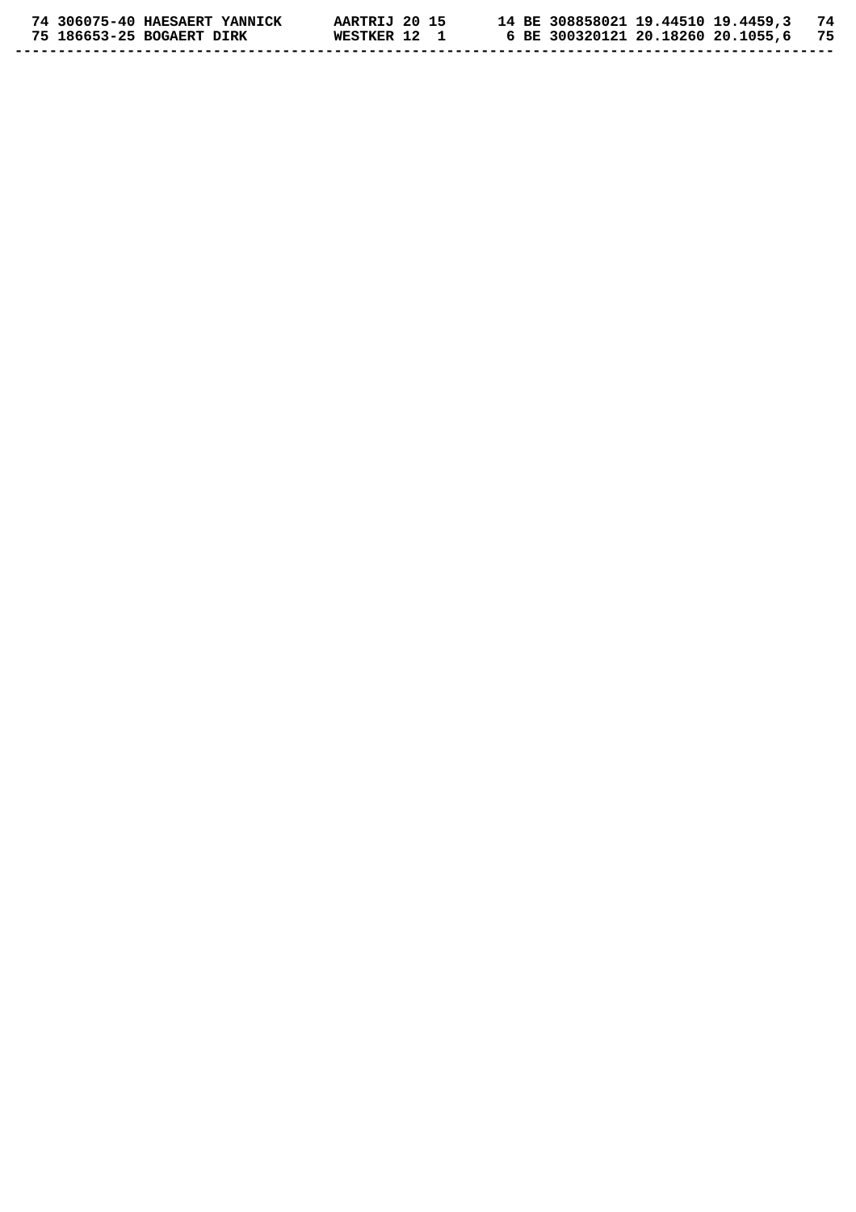| | | | | | | | | | | | |
|---|---|---|---|---|---|---|---|---|---|---|---|
| 74 | 306075-40 | HAESAERT YANNICK | AARTRIJ | 20 | 15 | 14 | BE | 308858021 | 19.44510 | 19.4459,3 | 74 |
| 75 | 186653-25 | BOGAERT DIRK | WESTKER | 12 | 1 | 6 | BE | 300320121 | 20.18260 | 20.1055,6 | 75 |